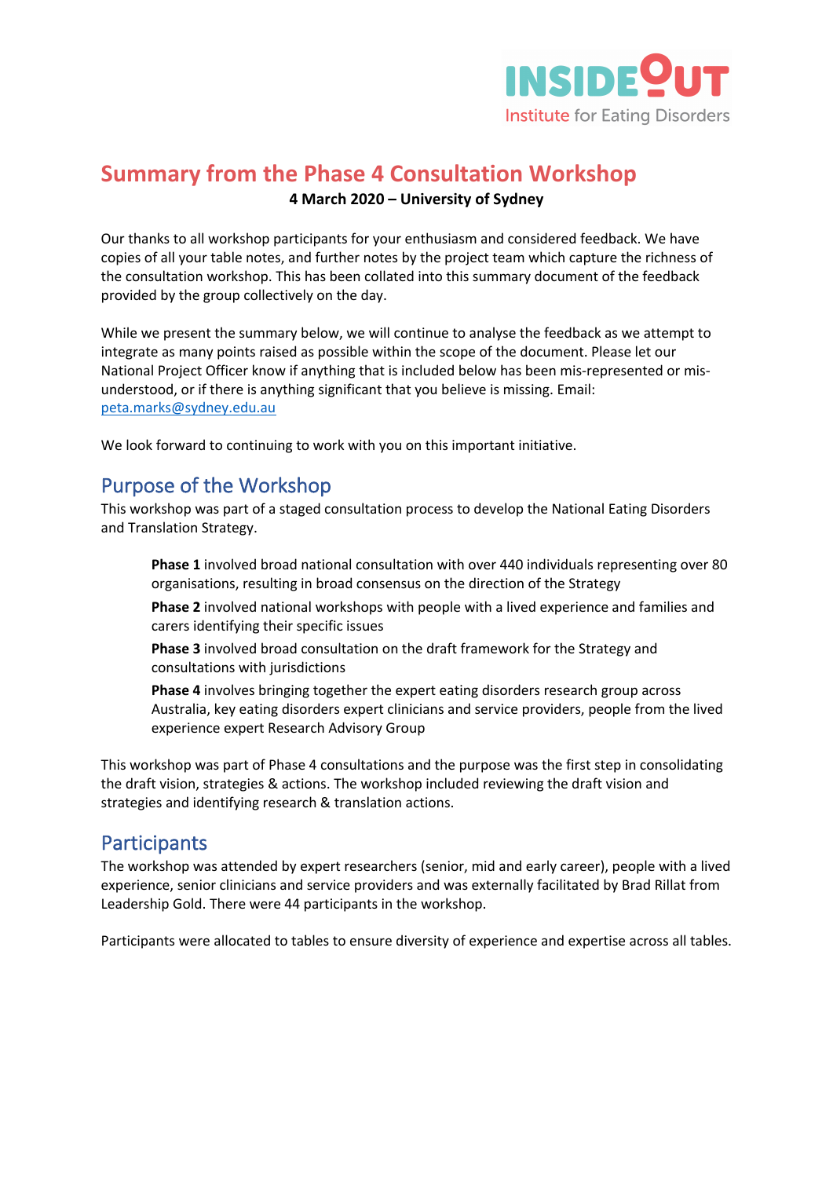# Summary from the Phase 4 Consultation Workshop

**4 March 2020 – University of Sydney**

Our thanks to all workshop participants for your enthusiasm and considered feedback. We have copies of all your table notes, and further notes by the project team which capture the richness of the consultation workshop. This has been collated into this summary document of the feedback provided by the group collectively on the day.

While we present the summary below, we will continue to analyse the feedback as we attempt to integrate as many points raised as possible within the scope of the document. Please let our National Project Officer know if anything that is included below has been mis-represented or mis-understood, or if there is anything significant that you believe is missing. Email: peta.marks@sydney.edu.au

We look forward to continuing to work with you on this important initiative.

## Purpose of the Workshop

This workshop was part of a staged consultation process to develop the National Eating Disorders and Translation Strategy.

> **Phase 1** involved broad national consultation with over 440 individuals representing over 80 organisations, resulting in broad consensus on the direction of the Strategy
>
> **Phase 2** involved national workshops with people with a lived experience and families and carers identifying their specific issues
>
> **Phase 3** involved broad consultation on the draft framework for the Strategy and consultations with jurisdictions
>
> **Phase 4** involves bringing together the expert eating disorders research group across Australia, key eating disorders expert clinicians and service providers, people from the lived experience expert Research Advisory Group

This workshop was part of Phase 4 consultations and the purpose was the first step in consolidating the draft vision, strategies & actions. The workshop included reviewing the draft vision and strategies and identifying research & translation actions.

## Participants

The workshop was attended by expert researchers (senior, mid and early career), people with a lived experience, senior clinicians and service providers and was externally facilitated by Brad Rillat from Leadership Gold. There were 44 participants in the workshop.

Participants were allocated to tables to ensure diversity of experience and expertise across all tables.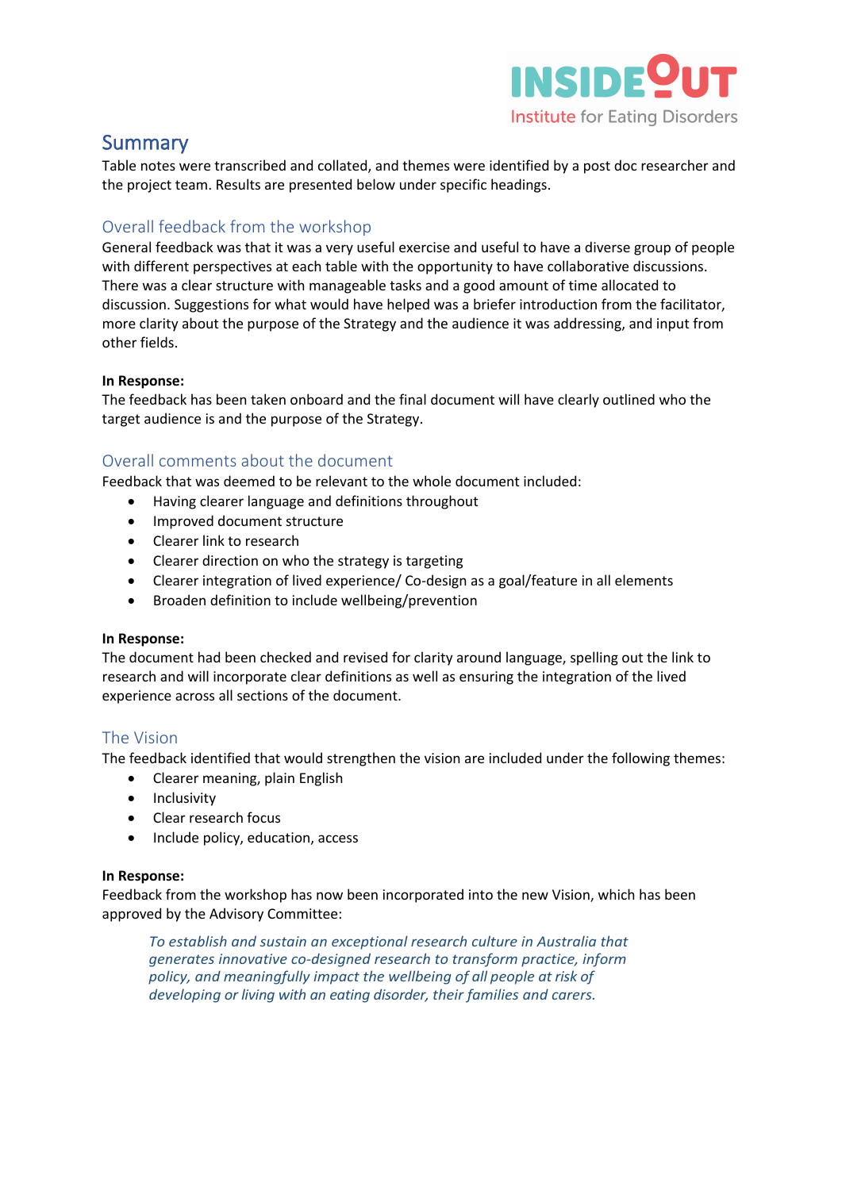## Summary

Table notes were transcribed and collated, and themes were identified by a post doc researcher and the project team. Results are presented below under specific headings.

### Overall feedback from the workshop

General feedback was that it was a very useful exercise and useful to have a diverse group of people with different perspectives at each table with the opportunity to have collaborative discussions. There was a clear structure with manageable tasks and a good amount of time allocated to discussion. Suggestions for what would have helped was a briefer introduction from the facilitator, more clarity about the purpose of the Strategy and the audience it was addressing, and input from other fields.

**In Response:**
The feedback has been taken onboard and the final document will have clearly outlined who the target audience is and the purpose of the Strategy.

### Overall comments about the document

Feedback that was deemed to be relevant to the whole document included:

- Having clearer language and definitions throughout
- Improved document structure
- Clearer link to research
- Clearer direction on who the strategy is targeting
- Clearer integration of lived experience/ Co-design as a goal/feature in all elements
- Broaden definition to include wellbeing/prevention

**In Response:**
The document had been checked and revised for clarity around language, spelling out the link to research and will incorporate clear definitions as well as ensuring the integration of the lived experience across all sections of the document.

### The Vision

The feedback identified that would strengthen the vision are included under the following themes:

- Clearer meaning, plain English
- Inclusivity
- Clear research focus
- Include policy, education, access

**In Response:**
Feedback from the workshop has now been incorporated into the new Vision, which has been approved by the Advisory Committee:

> *To establish and sustain an exceptional research culture in Australia that generates innovative co-designed research to transform practice, inform policy, and meaningfully impact the wellbeing of all people at risk of developing or living with an eating disorder, their families and carers.*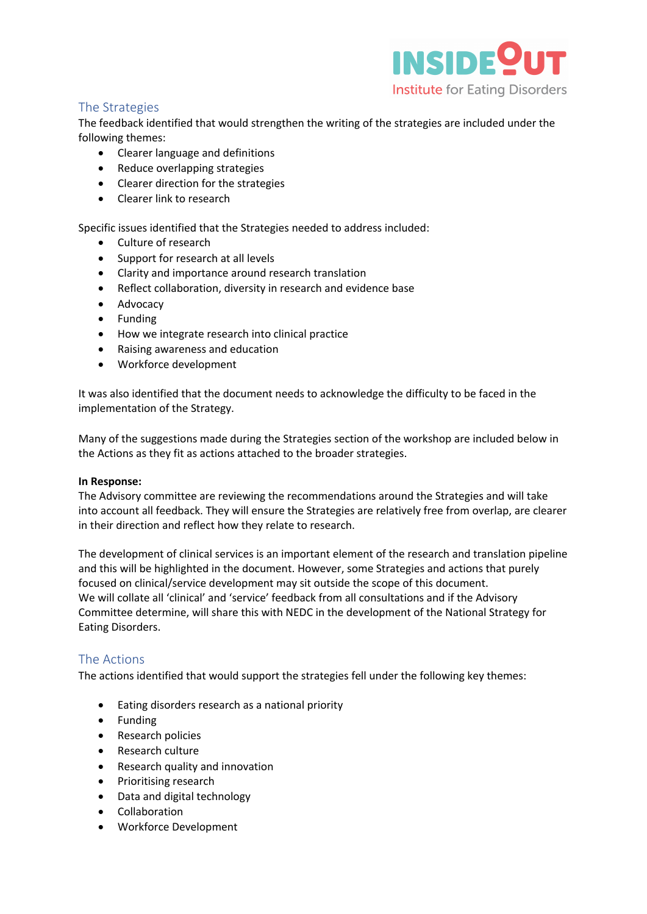## The Strategies

The feedback identified that would strengthen the writing of the strategies are included under the following themes:

- Clearer language and definitions
- Reduce overlapping strategies
- Clearer direction for the strategies
- Clearer link to research

Specific issues identified that the Strategies needed to address included:

- Culture of research
- Support for research at all levels
- Clarity and importance around research translation
- Reflect collaboration, diversity in research and evidence base
- Advocacy
- Funding
- How we integrate research into clinical practice
- Raising awareness and education
- Workforce development

It was also identified that the document needs to acknowledge the difficulty to be faced in the implementation of the Strategy.

Many of the suggestions made during the Strategies section of the workshop are included below in the Actions as they fit as actions attached to the broader strategies.

**In Response:**

The Advisory committee are reviewing the recommendations around the Strategies and will take into account all feedback. They will ensure the Strategies are relatively free from overlap, are clearer in their direction and reflect how they relate to research.

The development of clinical services is an important element of the research and translation pipeline and this will be highlighted in the document. However, some Strategies and actions that purely focused on clinical/service development may sit outside the scope of this document.
We will collate all 'clinical' and 'service' feedback from all consultations and if the Advisory Committee determine, will share this with NEDC in the development of the National Strategy for Eating Disorders.

## The Actions

The actions identified that would support the strategies fell under the following key themes:

- Eating disorders research as a national priority
- Funding
- Research policies
- Research culture
- Research quality and innovation
- Prioritising research
- Data and digital technology
- Collaboration
- Workforce Development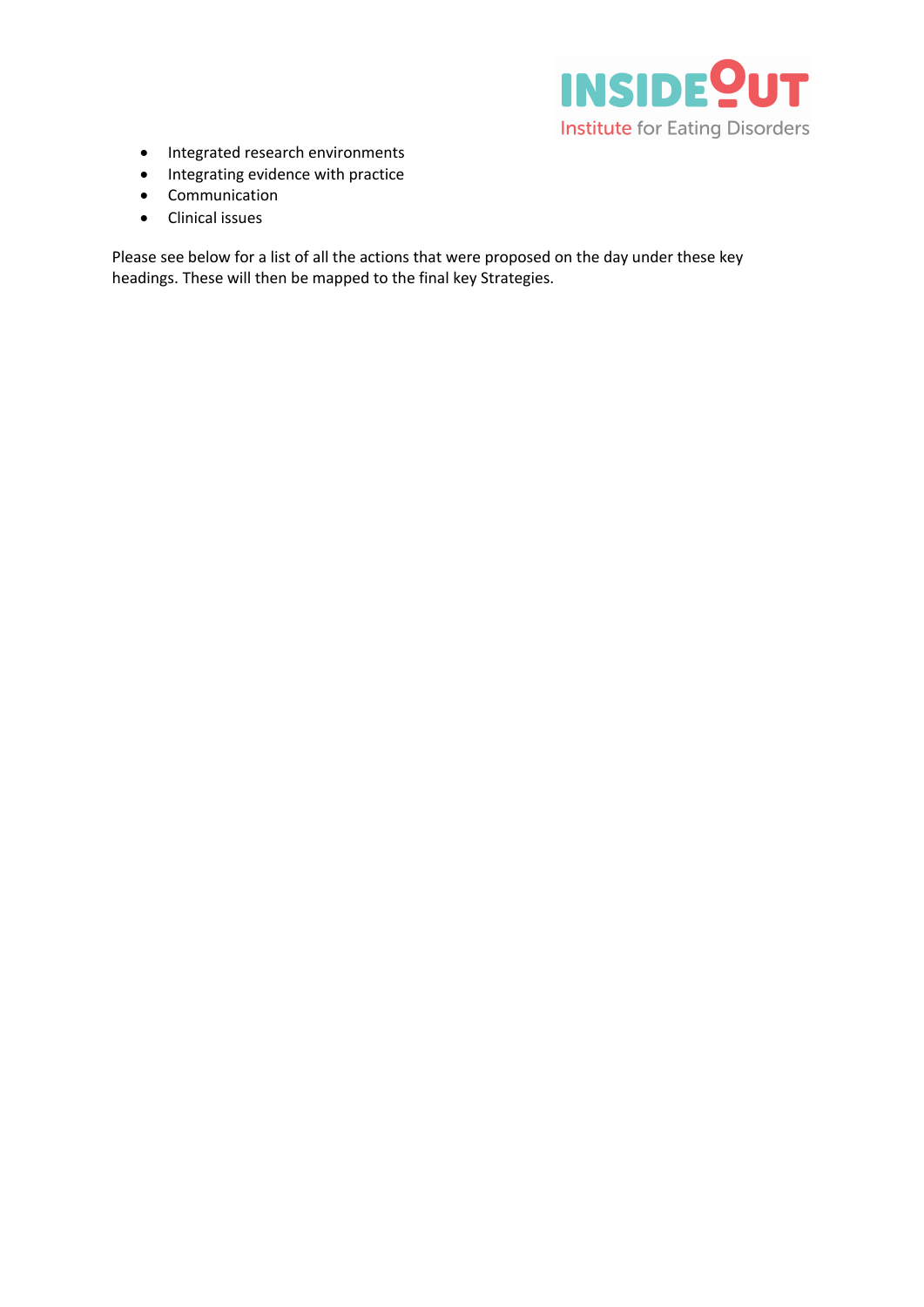- Integrated research environments
- Integrating evidence with practice
- Communication
- Clinical issues

Please see below for a list of all the actions that were proposed on the day under these key headings. These will then be mapped to the final key Strategies.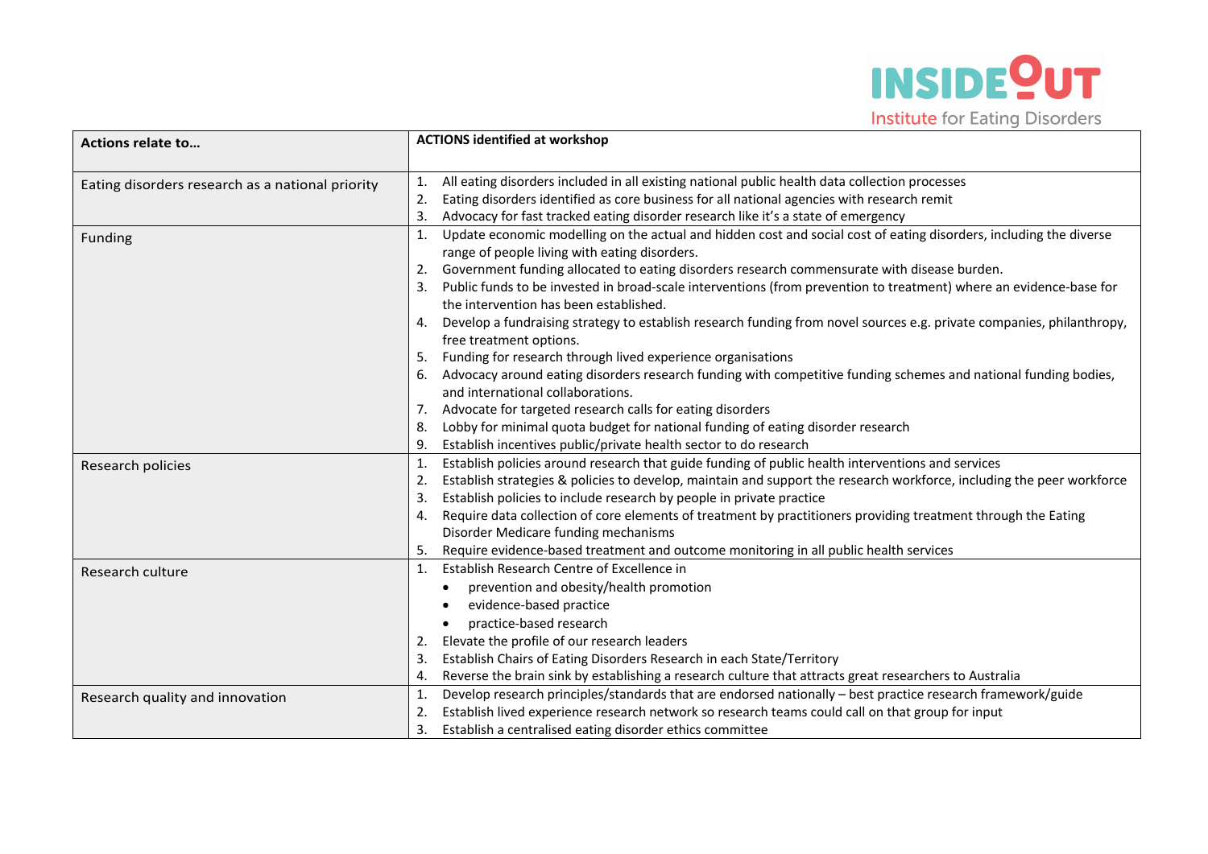| Actions relate to… | ACTIONS identified at workshop |
|---|---|
| Eating disorders research as a national priority | 1. All eating disorders included in all existing national public health data collection processes<br>2. Eating disorders identified as core business for all national agencies with research remit<br>3. Advocacy for fast tracked eating disorder research like it's a state of emergency |
| Funding | 1. Update economic modelling on the actual and hidden cost and social cost of eating disorders, including the diverse range of people living with eating disorders.<br>2. Government funding allocated to eating disorders research commensurate with disease burden.<br>3. Public funds to be invested in broad-scale interventions (from prevention to treatment) where an evidence-base for the intervention has been established.<br>4. Develop a fundraising strategy to establish research funding from novel sources e.g. private companies, philanthropy, free treatment options.<br>5. Funding for research through lived experience organisations<br>6. Advocacy around eating disorders research funding with competitive funding schemes and national funding bodies, and international collaborations.<br>7. Advocate for targeted research calls for eating disorders<br>8. Lobby for minimal quota budget for national funding of eating disorder research<br>9. Establish incentives public/private health sector to do research |
| Research policies | 1. Establish policies around research that guide funding of public health interventions and services<br>2. Establish strategies & policies to develop, maintain and support the research workforce, including the peer workforce<br>3. Establish policies to include research by people in private practice<br>4. Require data collection of core elements of treatment by practitioners providing treatment through the Eating Disorder Medicare funding mechanisms<br>5. Require evidence-based treatment and outcome monitoring in all public health services |
| Research culture | 1. Establish Research Centre of Excellence in<br>• prevention and obesity/health promotion<br>• evidence-based practice<br>• practice-based research<br>2. Elevate the profile of our research leaders<br>3. Establish Chairs of Eating Disorders Research in each State/Territory<br>4. Reverse the brain sink by establishing a research culture that attracts great researchers to Australia |
| Research quality and innovation | 1. Develop research principles/standards that are endorsed nationally – best practice research framework/guide<br>2. Establish lived experience research network so research teams could call on that group for input<br>3. Establish a centralised eating disorder ethics committee |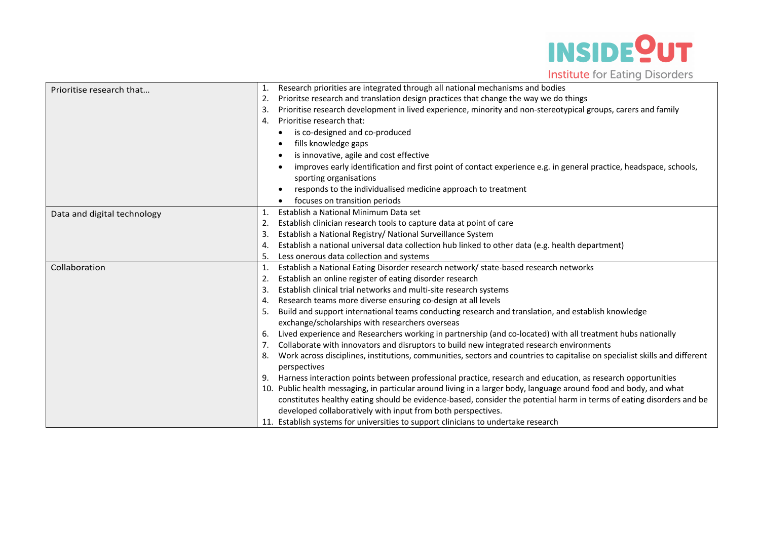| Prioritise research that… | 1. Research priorities are integrated through all national mechanisms and bodies<br>2. Prioritse research and translation design practices that change the way we do things<br>3. Prioritise research development in lived experience, minority and non-stereotypical groups, carers and family<br>4. Prioritise research that:<br>• is co-designed and co-produced<br>• fills knowledge gaps<br>• is innovative, agile and cost effective<br>• improves early identification and first point of contact experience e.g. in general practice, headspace, schools, sporting organisations<br>• responds to the individualised medicine approach to treatment<br>• focuses on transition periods |
|---|---|
| Data and digital technology | 1. Establish a National Minimum Data set<br>2. Establish clinician research tools to capture data at point of care<br>3. Establish a National Registry/ National Surveillance System<br>4. Establish a national universal data collection hub linked to other data (e.g. health department)<br>5. Less onerous data collection and systems |
| Collaboration | 1. Establish a National Eating Disorder research network/ state-based research networks<br>2. Establish an online register of eating disorder research<br>3. Establish clinical trial networks and multi-site research systems<br>4. Research teams more diverse ensuring co-design at all levels<br>5. Build and support international teams conducting research and translation, and establish knowledge exchange/scholarships with researchers overseas<br>6. Lived experience and Researchers working in partnership (and co-located) with all treatment hubs nationally<br>7. Collaborate with innovators and disruptors to build new integrated research environments<br>8. Work across disciplines, institutions, communities, sectors and countries to capitalise on specialist skills and different perspectives<br>9. Harness interaction points between professional practice, research and education, as research opportunities<br>10. Public health messaging, in particular around living in a larger body, language around food and body, and what constitutes healthy eating should be evidence-based, consider the potential harm in terms of eating disorders and be developed collaboratively with input from both perspectives.<br>11. Establish systems for universities to support clinicians to undertake research |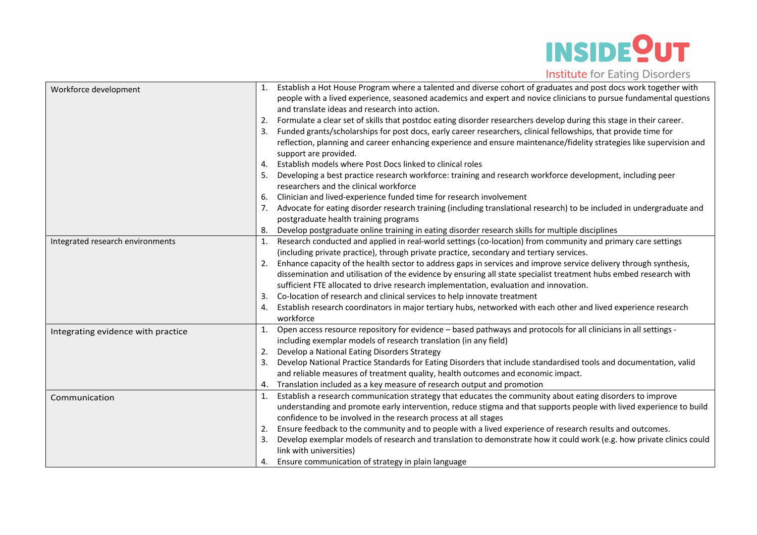| | |
|---|---|
| Workforce development | 1. Establish a Hot House Program where a talented and diverse cohort of graduates and post docs work together with people with a lived experience, seasoned academics and expert and novice clinicians to pursue fundamental questions and translate ideas and research into action.<br>2. Formulate a clear set of skills that postdoc eating disorder researchers develop during this stage in their career.<br>3. Funded grants/scholarships for post docs, early career researchers, clinical fellowships, that provide time for reflection, planning and career enhancing experience and ensure maintenance/fidelity strategies like supervision and support are provided.<br>4. Establish models where Post Docs linked to clinical roles<br>5. Developing a best practice research workforce: training and research workforce development, including peer researchers and the clinical workforce<br>6. Clinician and lived-experience funded time for research involvement<br>7. Advocate for eating disorder research training (including translational research) to be included in undergraduate and postgraduate health training programs<br>8. Develop postgraduate online training in eating disorder research skills for multiple disciplines |
| Integrated research environments | 1. Research conducted and applied in real-world settings (co-location) from community and primary care settings (including private practice), through private practice, secondary and tertiary services.<br>2. Enhance capacity of the health sector to address gaps in services and improve service delivery through synthesis, dissemination and utilisation of the evidence by ensuring all state specialist treatment hubs embed research with sufficient FTE allocated to drive research implementation, evaluation and innovation.<br>3. Co-location of research and clinical services to help innovate treatment<br>4. Establish research coordinators in major tertiary hubs, networked with each other and lived experience research workforce |
| Integrating evidence with practice | 1. Open access resource repository for evidence – based pathways and protocols for all clinicians in all settings - including exemplar models of research translation (in any field)<br>2. Develop a National Eating Disorders Strategy<br>3. Develop National Practice Standards for Eating Disorders that include standardised tools and documentation, valid and reliable measures of treatment quality, health outcomes and economic impact.<br>4. Translation included as a key measure of research output and promotion |
| Communication | 1. Establish a research communication strategy that educates the community about eating disorders to improve understanding and promote early intervention, reduce stigma and that supports people with lived experience to build confidence to be involved in the research process at all stages<br>2. Ensure feedback to the community and to people with a lived experience of research results and outcomes.<br>3. Develop exemplar models of research and translation to demonstrate how it could work (e.g. how private clinics could link with universities)<br>4. Ensure communication of strategy in plain language |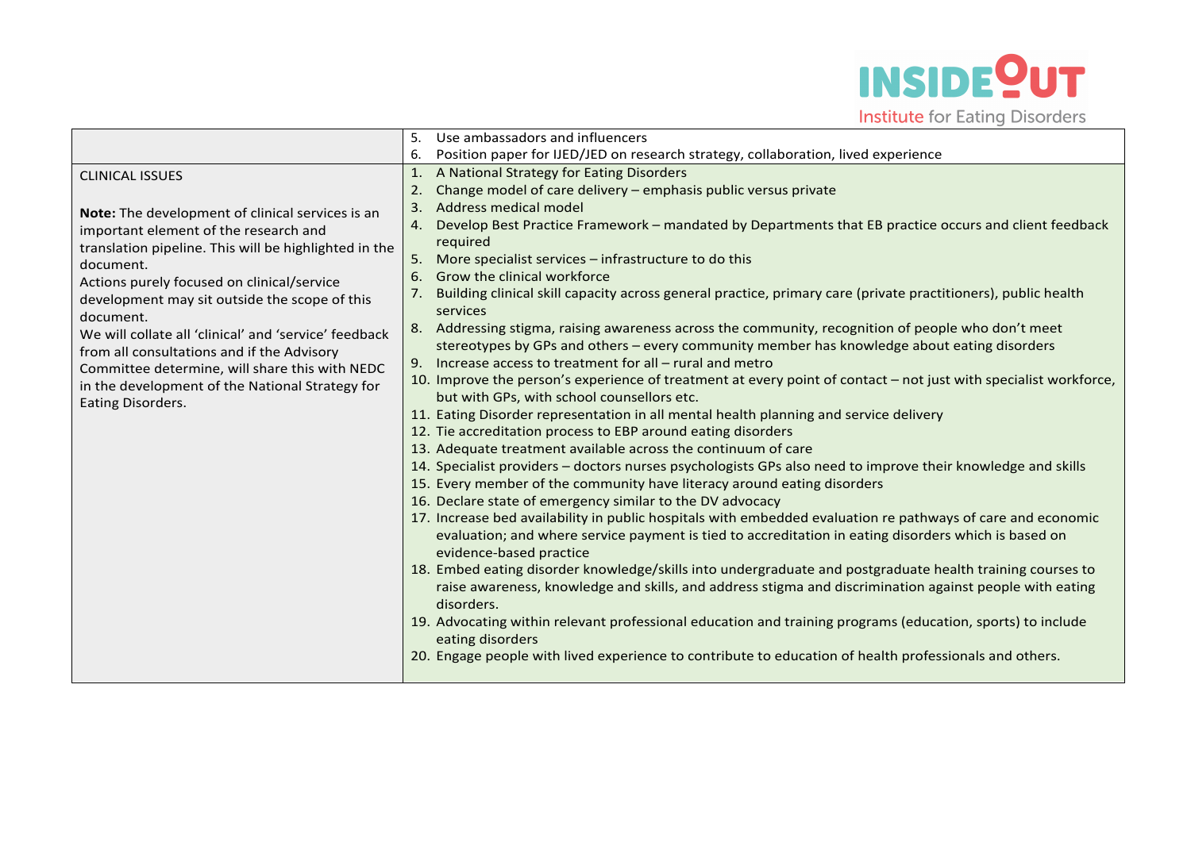| | |
|---|---|
| | 5. Use ambassadors and influencers<br>6. Position paper for IJED/JED on research strategy, collaboration, lived experience |
| CLINICAL ISSUES<br><br>**Note:** The development of clinical services is an important element of the research and translation pipeline. This will be highlighted in the document.<br>Actions purely focused on clinical/service development may sit outside the scope of this document.<br>We will collate all 'clinical' and 'service' feedback from all consultations and if the Advisory Committee determine, will share this with NEDC in the development of the National Strategy for Eating Disorders. | 1. A National Strategy for Eating Disorders<br>2. Change model of care delivery – emphasis public versus private<br>3. Address medical model<br>4. Develop Best Practice Framework – mandated by Departments that EB practice occurs and client feedback required<br>5. More specialist services – infrastructure to do this<br>6. Grow the clinical workforce<br>7. Building clinical skill capacity across general practice, primary care (private practitioners), public health services<br>8. Addressing stigma, raising awareness across the community, recognition of people who don't meet stereotypes by GPs and others – every community member has knowledge about eating disorders<br>9. Increase access to treatment for all – rural and metro<br>10. Improve the person's experience of treatment at every point of contact – not just with specialist workforce, but with GPs, with school counsellors etc.<br>11. Eating Disorder representation in all mental health planning and service delivery<br>12. Tie accreditation process to EBP around eating disorders<br>13. Adequate treatment available across the continuum of care<br>14. Specialist providers – doctors nurses psychologists GPs also need to improve their knowledge and skills<br>15. Every member of the community have literacy around eating disorders<br>16. Declare state of emergency similar to the DV advocacy<br>17. Increase bed availability in public hospitals with embedded evaluation re pathways of care and economic evaluation; and where service payment is tied to accreditation in eating disorders which is based on evidence-based practice<br>18. Embed eating disorder knowledge/skills into undergraduate and postgraduate health training courses to raise awareness, knowledge and skills, and address stigma and discrimination against people with eating disorders.<br>19. Advocating within relevant professional education and training programs (education, sports) to include eating disorders<br>20. Engage people with lived experience to contribute to education of health professionals and others. |